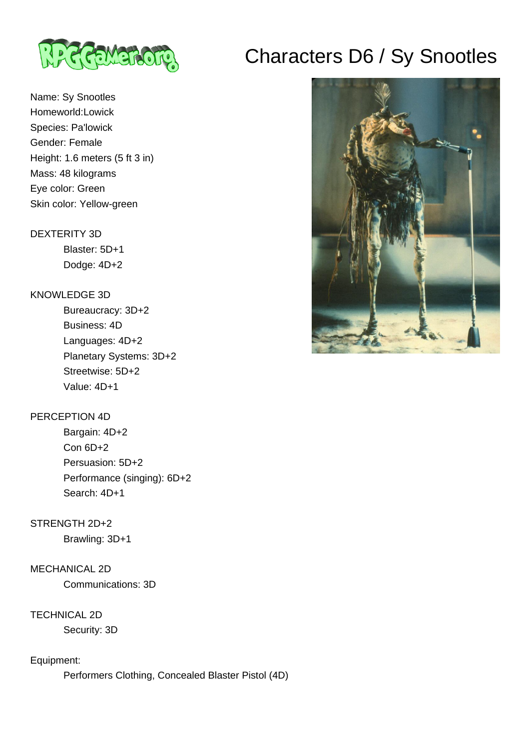# Characters D6 / Sy Snootles

Name: Sy Snootles
Homeworld:Lowick
Species: Pa'lowick
Gender: Female
Height: 1.6 meters (5 ft 3 in)
Mass: 48 kilograms
Eye color: Green
Skin color: Yellow-green

DEXTERITY 3D
- Blaster: 5D+1
- Dodge: 4D+2

KNOWLEDGE 3D
- Bureaucracy: 3D+2
- Business: 4D
- Languages: 4D+2
- Planetary Systems: 3D+2
- Streetwise: 5D+2
- Value: 4D+1

PERCEPTION 4D
- Bargain: 4D+2
- Con 6D+2
- Persuasion: 5D+2
- Performance (singing): 6D+2
- Search: 4D+1

STRENGTH 2D+2
- Brawling: 3D+1

MECHANICAL 2D
- Communications: 3D

TECHNICAL 2D
- Security: 3D

Equipment:
- Performers Clothing, Concealed Blaster Pistol (4D)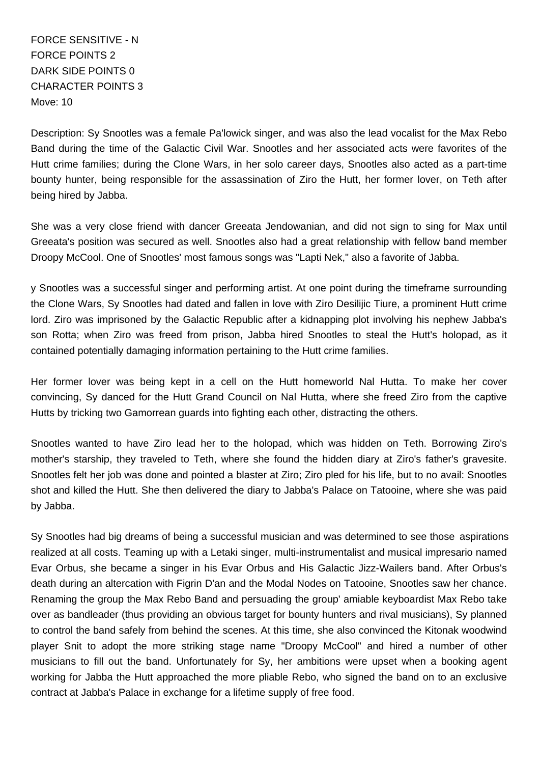FORCE SENSITIVE - N
FORCE POINTS 2
DARK SIDE POINTS 0
CHARACTER POINTS 3
Move: 10

Description: Sy Snootles was a female Pa'lowick singer, and was also the lead vocalist for the Max Rebo Band during the time of the Galactic Civil War. Snootles and her associated acts were favorites of the Hutt crime families; during the Clone Wars, in her solo career days, Snootles also acted as a part-time bounty hunter, being responsible for the assassination of Ziro the Hutt, her former lover, on Teth after being hired by Jabba.

She was a very close friend with dancer Greeata Jendowanian, and did not sign to sing for Max until Greeata's position was secured as well. Snootles also had a great relationship with fellow band member Droopy McCool. One of Snootles' most famous songs was "Lapti Nek," also a favorite of Jabba.

y Snootles was a successful singer and performing artist. At one point during the timeframe surrounding the Clone Wars, Sy Snootles had dated and fallen in love with Ziro Desilijic Tiure, a prominent Hutt crime lord. Ziro was imprisoned by the Galactic Republic after a kidnapping plot involving his nephew Jabba's son Rotta; when Ziro was freed from prison, Jabba hired Snootles to steal the Hutt's holopad, as it contained potentially damaging information pertaining to the Hutt crime families.

Her former lover was being kept in a cell on the Hutt homeworld Nal Hutta. To make her cover convincing, Sy danced for the Hutt Grand Council on Nal Hutta, where she freed Ziro from the captive Hutts by tricking two Gamorrean guards into fighting each other, distracting the others.

Snootles wanted to have Ziro lead her to the holopad, which was hidden on Teth. Borrowing Ziro's mother's starship, they traveled to Teth, where she found the hidden diary at Ziro's father's gravesite. Snootles felt her job was done and pointed a blaster at Ziro; Ziro pled for his life, but to no avail: Snootles shot and killed the Hutt. She then delivered the diary to Jabba's Palace on Tatooine, where she was paid by Jabba.

Sy Snootles had big dreams of being a successful musician and was determined to see those aspirations realized at all costs. Teaming up with a Letaki singer, multi-instrumentalist and musical impresario named Evar Orbus, she became a singer in his Evar Orbus and His Galactic Jizz-Wailers band. After Orbus's death during an altercation with Figrin D'an and the Modal Nodes on Tatooine, Snootles saw her chance. Renaming the group the Max Rebo Band and persuading the group' amiable keyboardist Max Rebo take over as bandleader (thus providing an obvious target for bounty hunters and rival musicians), Sy planned to control the band safely from behind the scenes. At this time, she also convinced the Kitonak woodwind player Snit to adopt the more striking stage name "Droopy McCool" and hired a number of other musicians to fill out the band. Unfortunately for Sy, her ambitions were upset when a booking agent working for Jabba the Hutt approached the more pliable Rebo, who signed the band on to an exclusive contract at Jabba's Palace in exchange for a lifetime supply of free food.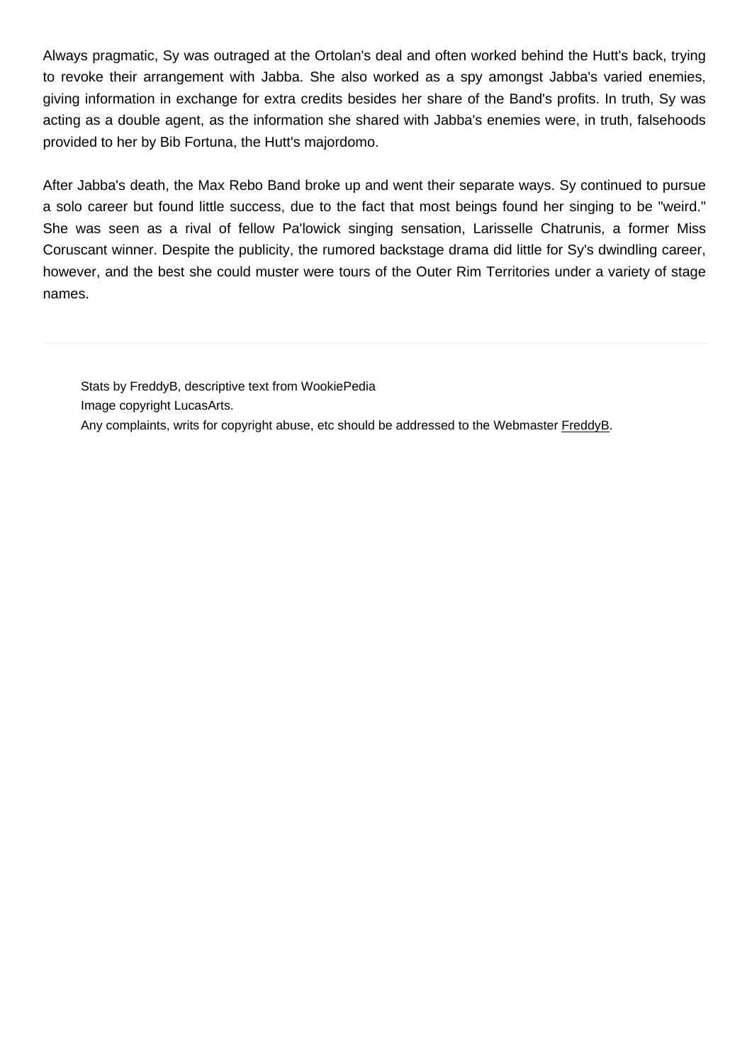Always pragmatic, Sy was outraged at the Ortolan's deal and often worked behind the Hutt's back, trying to revoke their arrangement with Jabba. She also worked as a spy amongst Jabba's varied enemies, giving information in exchange for extra credits besides her share of the Band's profits. In truth, Sy was acting as a double agent, as the information she shared with Jabba's enemies were, in truth, falsehoods provided to her by Bib Fortuna, the Hutt's majordomo.

After Jabba's death, the Max Rebo Band broke up and went their separate ways. Sy continued to pursue a solo career but found little success, due to the fact that most beings found her singing to be "weird." She was seen as a rival of fellow Pa'lowick singing sensation, Larisselle Chatrunis, a former Miss Coruscant winner. Despite the publicity, the rumored backstage drama did little for Sy's dwindling career, however, and the best she could muster were tours of the Outer Rim Territories under a variety of stage names.

---

Stats by FreddyB, descriptive text from WookiePedia
Image copyright LucasArts.
Any complaints, writs for copyright abuse, etc should be addressed to the Webmaster FreddyB.